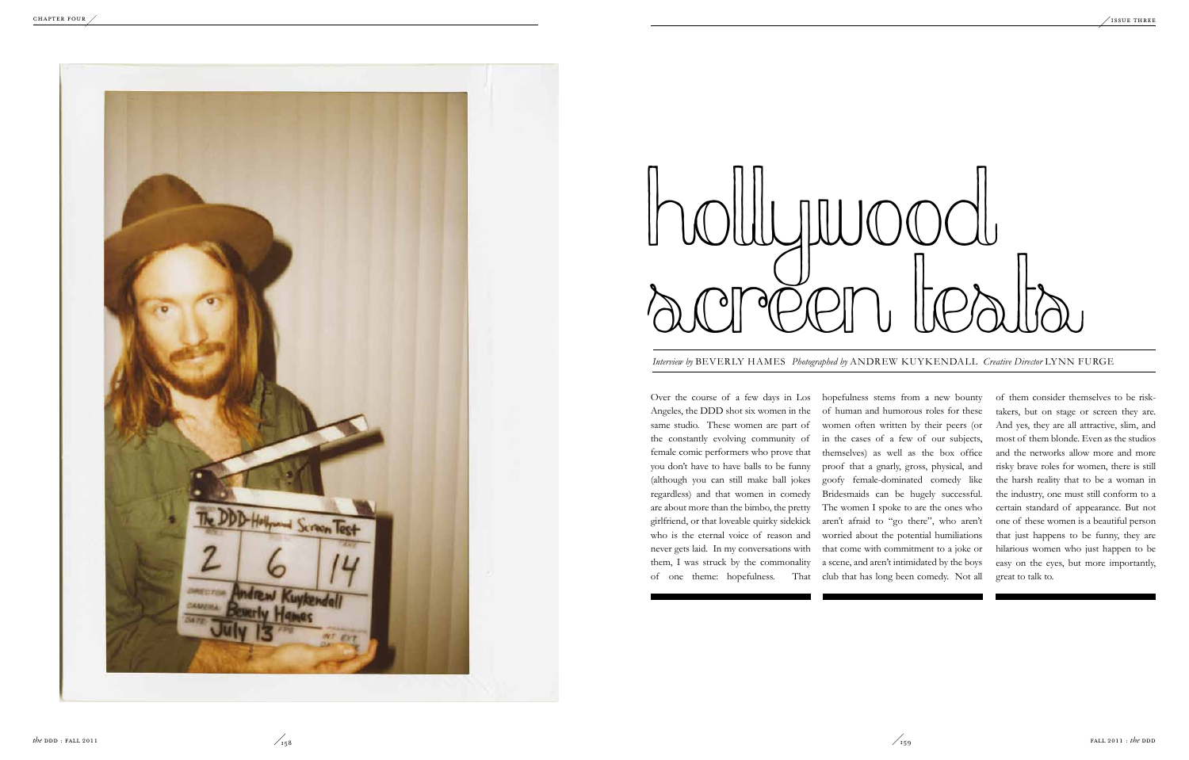# hollywood screen tests

*Interview by* BEVERLY HAMES *Photographed by* ANDREW KUYKENDALL *Creative Director* LYNN FURGE

Over the course of a few days in Los Angeles, the DDD shot six women in the same studio. These women are part of the constantly evolving community of female comic performers who prove that you don't have to have balls to be funny (although you can still make ball jokes regardless) and that women in comedy are about more than the bimbo, the pretty girlfriend, or that loveable quirky sidekick who is the eternal voice of reason and never gets laid. In my conversations with them, I was struck by the commonality of one theme: hopefulness. That hopefulness stems from a new bounty of human and humorous roles for these women often written by their peers (or in the cases of a few of our subjects, themselves) as well as the box office proof that a gnarly, gross, physical, and goofy female-dominated comedy like Bridesmaids can be hugely successful. The women I spoke to are the ones who aren't afraid to "go there", who aren't worried about the potential humiliations that come with commitment to a joke or a scene, and aren't intimidated by the boys club that has long been comedy. Not all of them consider themselves to be risk-takers, but on stage or screen they are. And yes, they are all attractive, slim, and most of them blonde. Even as the studios and the networks allow more and more risky brave roles for women, there is still the harsh reality that to be a woman in the industry, one must still conform to a certain standard of appearance. But not one of these women is a beautiful person that just happens to be funny, they are hilarious women who just happen to be easy on the eyes, but more importantly, great to talk to.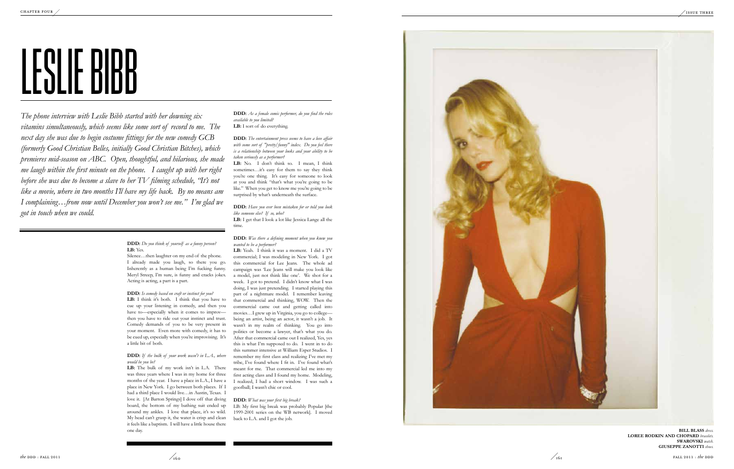# LESLIE BIBB

*The phone interview with Leslie Bibb started with her downing six vitamins simultaneously, which seems like some sort of record to me. The next day she was due to begin costume fittings for the new comedy GCB (formerly Good Christian Belles, initially Good Christian Bitches), which premieres mid-season on ABC. Open, thoughtful, and hilarious, she made me laugh within the first minute on the phone. I caught up with her right before she was due to become a slave to her TV filming schedule, "It's not like a movie, where in two months I'll have my life back. By no means am I complaining…from now until December you won't see me." I'm glad we got in touch when we could.*

**DDD:** *Do you think of yourself as a funny person?*
**LB:** Yes.
Silence…then laughter on my end of the phone. I already made you laugh, so there you go. Inherently as a human being I'm fucking funny. Meryl Streep, I'm sure, is funny and cracks jokes. Acting is acting, a part is a part.

**DDD:** *Is comedy based on craft or instinct for you?*
**LB:** I think it's both. I think that you have to cue up your listening in comedy, and then you have to—especially when it comes to improv—then you have to ride out your instinct and trust. Comedy demands of you to be very present in your moment. Even more with comedy, it has to be cued up, especially when you're improvising. It's a little bit of both.

**DDD:** *If the bulk of your work wasn't in L.A., where would be you be?*
**LB:** The bulk of my work isn't in L.A. There was three years where I was in my home for three months of the year. I have a place in L.A., I have a place in New York. I go between both places. If I had a third place I would live…in Austin, Texas. I love it. [At Barton Springs] I dove off that diving board, the bottom of my bathing suit ended up around my ankles. I love that place, it's so wild. My head can't grasp it, the water is crisp and clean it feels like a baptism. I will have a little house there one day.

**DDD:** *As a female comic performer, do you find the roles available to you limited?*
**LB:** I sort of do everything.

**DDD:** *The entertainment press seems to have a love affair with some sort of "pretty/funny" index. Do you feel there is a relationship between your looks and your ability to be taken seriously as a performer?*
**LB:** No. I don't think so. I mean, I think sometimes…it's easy for them to say they think you're one thing. It's easy for someone to look at you and think "that's what you're going to be like." When you get to know me you're going to be surprised by what's underneath the surface.

**DDD:** *Have you ever been mistaken for or told you look like someone else? If so, who?*
**LB:** I get that I look a lot like Jessica Lange all the time.

**DDD:** *Was there a defining moment when you knew you wanted to be a performer?*
**LB:** Yeah. I think it was a moment. I did a TV commercial; I was modeling in New York. I got this commercial for Lee Jeans. The whole ad campaign was 'Lee Jeans will make you look like a model, just not think like one'. We shot for a week. I got to pretend. I didn't know what I was doing, I was just pretending. I started playing this part of a nightmare model. I remember leaving that commercial and thinking, WOW. Then the commercial came out and getting called into movies…I grew up in Virginia, you go to college—being an artist, being an actor, it wasn't a job. It wasn't in my realm of thinking. You go into politics or become a lawyer, that's what you do. After that commercial came out I realized, Yes, yes this is what I'm supposed to do. I went in to do this summer intensive at William Esper Studios. I remember my first class and realizing I've met my tribe, I've found where I fit in. I've found what's meant for me. That commercial led me into my first acting class and I found my home. Modeling, I realized, I had a short window. I was such a goofball; I wasn't chic or cool.

**DDD:** *What was your first big break?*
LB: My first big break was probably Popular [the 1999-2001 series on the WB network]. I moved back to L.A. and I got the job.

**BILL BLASS** *dress.*
**LOREE RODKIN AND CHOPARD** *bracelets.*
**SWAROVSKI** *watch.*
**GIUSEPPE ZANOTTI** *shoes.*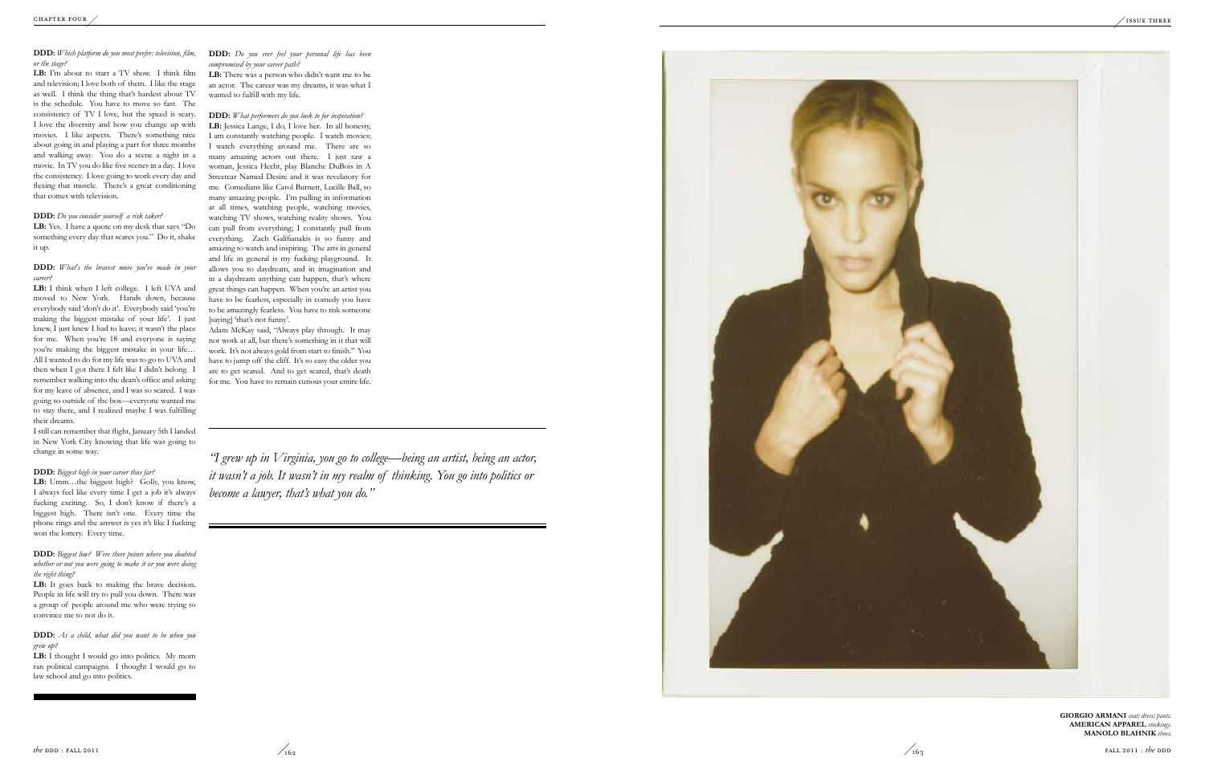**DDD:** *Which platform do you most prefer: television, film, or the stage?*

**LB:** I'm about to start a TV show. I think film and television; I love both of them. I like the stage as well. I think the thing that's hardest about TV is the schedule. You have to move so fast. The consistency of TV I love, but the speed is scary. I love the diversity and how you change up with movies. I like aspects. There's something nice about going in and playing a part for three months and walking away. You do a scene a night in a movie. In TV you do like five scenes in a day. I love the consistency. I love going to work every day and flexing that muscle. There's a great conditioning that comes with television.

**DDD:** *Do you consider yourself a risk taker?*

**LB:** Yes. I have a quote on my desk that says "Do something every day that scares you." Do it, shake it up.

**DDD:** *What's the bravest move you've made in your career?*

**LB:** I think when I left college. I left UVA and moved to New York. Hands down, because everybody said 'don't do it'. Everybody said 'you're making the biggest mistake of your life'. I just knew, I just knew I had to leave; it wasn't the place for me. When you're 18 and everyone is saying you're making the biggest mistake in your life… All I wanted to do for my life was to go to UVA and then when I got there I felt like I didn't belong. I remember walking into the dean's office and asking for my leave of absence, and I was so scared. I was going so outside of the box—everyone wanted me to stay there, and I realized maybe I was fulfilling their dreams.

I still can remember that flight, January 5th I landed in New York City knowing that life was going to change in some way.

**DDD:** *Biggest high in your career thus far?*

**LB:** Umm…the biggest high? Golly, you know, I always feel like every time I get a job it's always fucking exciting. So, I don't know if there's a biggest high. There isn't one. Every time the phone rings and the answer is yes it's like I fucking won the lottery. Every time.

**DDD:** *Biggest low? Were there points where you doubted whether or not you were going to make it or you were doing the right thing?*

**LB:** It goes back to making the brave decision. People in life will try to pull you down. There was a group of people around me who were trying to convince me to not do it.

**DDD:** *As a child, what did you want to be when you grew up?*

**LB:** I thought I would go into politics. My mom ran political campaigns. I thought I would go to law school and go into politics.

**DDD:** *Do you ever feel your personal life has been compromised by your career path?*

**LB:** There was a person who didn't want me to be an actor. The career was my dreams, it was what I wanted to fulfill with my life.

**DDD:** *What performers do you look to for inspiration?*

**LB:** Jessica Lange, I do, I love her. In all honesty, I am constantly watching people. I watch movies; I watch everything around me. There are so many amazing actors out there. I just saw a woman, Jessica Hecht, play Blanche DuBois in A Streetcar Named Desire and it was revelatory for me. Comedians like Carol Burnett, Lucille Ball, so many amazing people. I'm pulling in information at all times, watching people, watching movies, watching TV shows, watching reality shows. You can pull from everything; I constantly pull from everything. Zach Galifianakis is so funny and amazing to watch and inspiring. The arts in general and life in general is my fucking playground. It allows you to daydream, and in imagination and in a daydream anything can happen, that's where great things can happen. When you're an artist you have to be fearless, especially in comedy you have to be amazingly fearless. You have to risk someone [saying] 'that's not funny'.

Adam McKay said, "Always play through. It may not work at all, but there's something in it that will work. It's not always gold from start to finish." You have to jump off the cliff. It's so easy the older you are to get scared. And to get scared, that's death for me. You have to remain curious your entire life.

*"I grew up in Virginia, you go to college—being an artist, being an actor, it wasn't a job. It wasn't in my realm of thinking. You go into politics or become a lawyer, that's what you do."*

**GIORGIO ARMANI** *coat; dress; pants.*
**AMERICAN APPAREL** *stockings.*
**MANOLO BLAHNIK** *shoes.*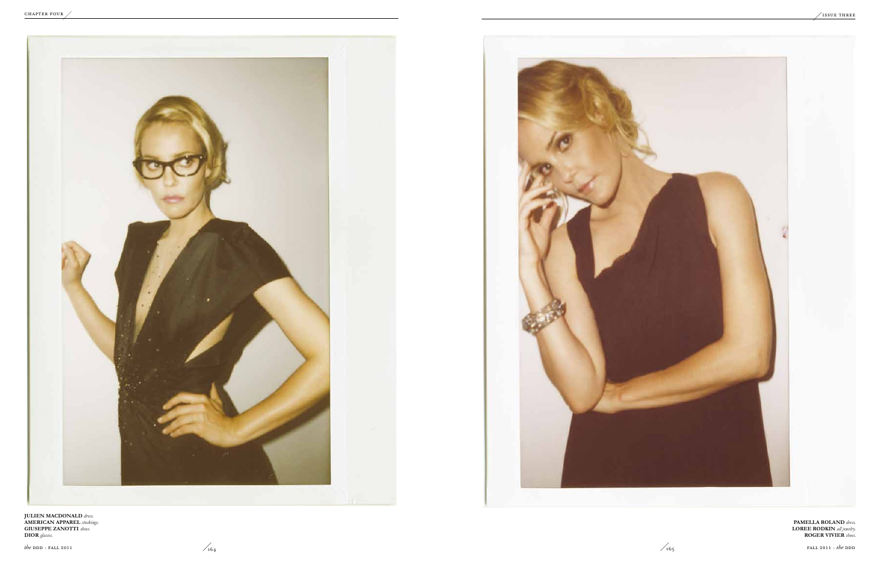**JULIEN MACDONALD** *dress.*
**AMERICAN APPAREL** *stockings.*
**GIUSEPPE ZANOTTI** *shoes.*
**DIOR** *glasses.*

**PAMELLA ROLAND** *dress.*
**LOREE RODKIN** *all jewelry.*
**ROGER VIVIER** *shoes.*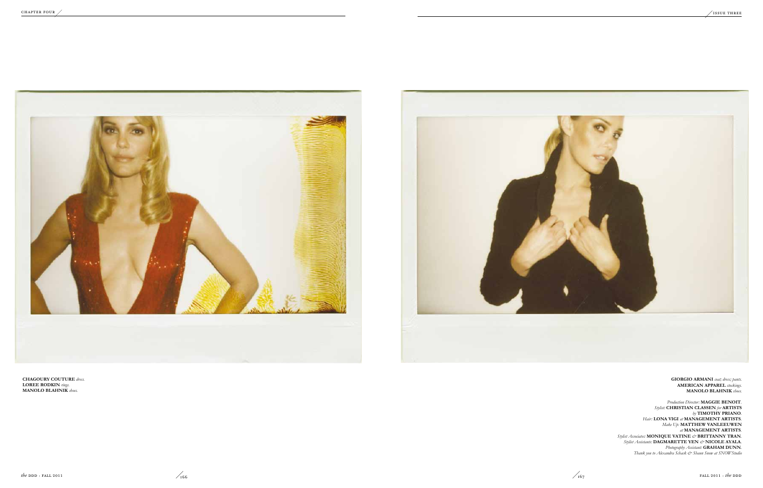**CHAGOURY COUTURE** *dress.*
**LOREE RODKIN** *rings.*
**MANOLO BLAHNIK** *shoes.*

**GIORGIO ARMANI** *coat; dress; pants.*
**AMERICAN APPAREL** *stockings.*
**MANOLO BLAHNIK** *shoes.*

*Production Director:* **MAGGIE BENOIT**.
*Stylist:* **CHRISTIAN CLASSEN** *for* **ARTISTS** *by* **TIMOTHY PRIANO**.
*Hair:* **LONA VIGI** *at* **MANAGEMENT ARTISTS**.
*Make Up:* **MATTHEW VANLEEUWEN** *at* **MANAGEMENT ARTISTS**.
*Stylist Associates:* **MONIQUE VATINE** *&* **BRITTANNY TRAN**.
*Stylist Assistants:* **DAGMARETTE YEN** *&* **NICOLE AYALA**.
*Photography Assistant:* **GRAHAM DUNN**.
*Thank you to Alexandra Schack & Shaun Snow at SNOW Studio*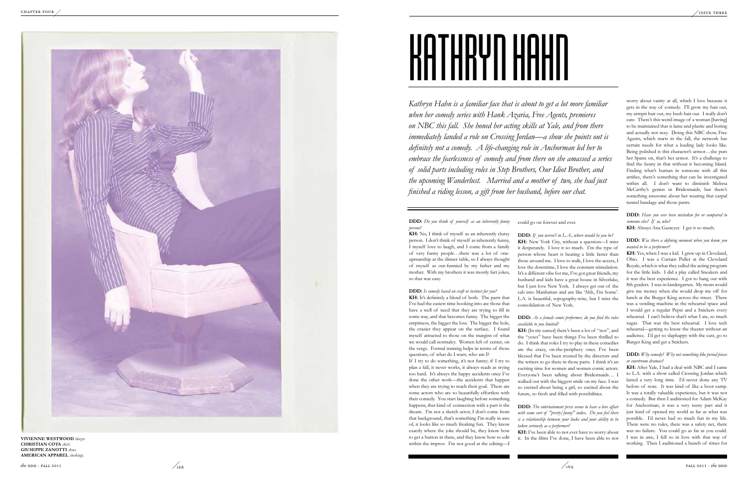# KATHRYN HAHN

*Kathryn Hahn is a familiar face that is about to get a lot more familiar when her comedy series with Hank Azaria, Free Agents, premieres on NBC this fall. She honed her acting skills at Yale, and from there immediately landed a role on Crossing Jordan—a show she points out is definitely not a comedy. A life-changing role in Anchorman led her to embrace the fearlessness of comedy and from there on she amassed a series of solid parts including roles in Step Brothers, Our Idiot Brother, and the upcoming Wanderlust. Married and a mother of two, she had just finished a riding lesson, a gift from her husband, before our chat.*

**DDD:** *Do you think of yourself as an inherently funny person?*

**KH:** No, I think of myself as an inherently clutzy person. I don't think of myself as inherently funny, I myself love to laugh, and I come from a family of very funny people…there was a lot of one-upmanship at the dinner table, so I always thought of myself as out-funnied by my father and my mother. With my brothers it was mostly fart jokes, so that was easy.

**DDD:** *Is comedy based on craft or instinct for you?*

**KH:** It's definitely a blend of both. The parts that I've had the easiest time hooking into are those that have a well of need that they are trying to fill in some way, and that becomes funny. The bigger the emptiness, the bigger the loss. The bigger the hole, the crazier they appear on the surface. I found myself attracted to those on the margins of what we would call normalcy. Women left of center, on the verge. Formal training helps in terms of those questions, of what do I want, who am I?

If I try to do something, it's not funny; if I try to plan a fall, it never works, it always reads as trying too hard. It's always the happy accidents once I've done the other work—the accidents that happen when they are trying to reach their goal. There are some actors who are so beautifully effortless with their comedy. You start laughing before something happens, that kind of connection with a part is the dream. I'm not a sketch actor, I don't come from that background, that's something I'm really in awe of, it looks like so much freaking fun. They know exactly where the joke should be, they know how to get a button in there, and they know how to edit within the improv. I'm not good at the editing—I could go on forever and ever.

**DDD:** *If you weren't in L.A., where would you be?*

**KH:** New York City, without a question—I miss it desperately. I love it so much. I'm the type of person whose heart is beating a little faster than those around me. I love to walk, I love the access, I love the downtime, I love the constant stimulation. It's a different vibe for me, I've got great friends, my husband and kids have a great house in Silverlake, but I just love New York. I always get out of the cab into Manhattan and am like 'Ahh, I'm home'. L.A. is beautiful, topography-wise, but I miss the consolidation of New York.

**DDD:** *As a female comic performer, do you find the roles available to you limited?*

**KH:** [In my career] there's been a lot of "nos", and the "yeses" have been things I've been thrilled to do. I think that roles I try to play in these comedies are the crazy, on-the-periphery ones. I've been blessed that I've been trusted by the directors and the writers to go there in those parts. I think it's an exciting time for women and women comic actors. Everyone's been talking about Bridesmaids… I walked out with the biggest smile on my face. I was so excited about being a girl, so excited about the future, so fresh and filled with possibilities.

**DDD:** *The entertainment press seems to have a love affair with some sort of "pretty/funny" index. Do you feel there is a relationship between your looks and your ability to be taken seriously as a performer?*

**KH:** I've been able to not ever have to worry about it. In the films I've done, I have been able to not worry about vanity at all, which I love because it gets in the way of comedy. I'll grow my hair out, my armpit hair out, my bush hair out. I really don't care. There's this weird image of a woman [having] to be maintained that is lame and plastic and boring and actually not sexy. Doing this NBC show, Free Agents, which starts in the fall, the network has certain needs for what a leading lady looks like. Being polished is this character's armor…she puts her Spanx on, that's her armor. It's a challenge to find the funny in that without it becoming bland. Finding what's human in someone with all this artifice, there's something that can be investigated within all. I don't want to diminish Melissa McCarthy's genius in Bridesmaids, but there's something awesome about her wearing that carpal tunnel bandage and those pants.

**DDD:** *Have you ever been mistaken for or compared to someone else? If so, who?*

**KH:** Always Ana Gasteyer. I get it so much.

**DDD:** *Was there a defining moment when you knew you wanted to be a performer?*

**KH:** Yes, when I was a kid. I grew up in Cleveland, Ohio. I was a Curtain Puller at the Cleveland Royale, which is what they called the acting program for the little kids. I did a play called Sneakers and it was the best experience. I got to hang out with 8th graders. I was in kindergarten. My mom would give me money when she would drop me off for lunch at the Burger King across the street. There was a vending machine in the rehearsal space and I would get a regular Pepsi and a Snickers every rehearsal. I can't believe that's what I ate, so much sugar. That was the best rehearsal. I love tech rehearsal—getting to know the theater without an audience. I'd get so slaphappy with the cast, go to Burger King and get a Snickers.

**DDD:** *Why comedy? Why not something like period pieces or courtroom dramas?*

**KH:** After Yale, I had a deal with NBC and I came to L.A. with a show called Crossing Jordan which lasted a very long time. I'd never done any TV before of note. It was kind of like a boot camp. It was a totally valuable experience, but it was not a comedy. But then I auditioned for Adam McKay for Anchorman, it was a very teeny part and it just kind of opened my world as far as what was possible. I'd never had so much fun in my life. There were no rules, there was a safety net, there was no failure. You could go as far as you could. I was in awe, I fell so in love with that way of working. Then I auditioned a bunch of times for

**VIVIENNE WESTWOOD** *blazer.*
**CHRISTIAN COTA** *skirt.*
**GIUSEPPE ZANOTTI** *shoes.*
**AMERICAN APPAREL** *stockings.*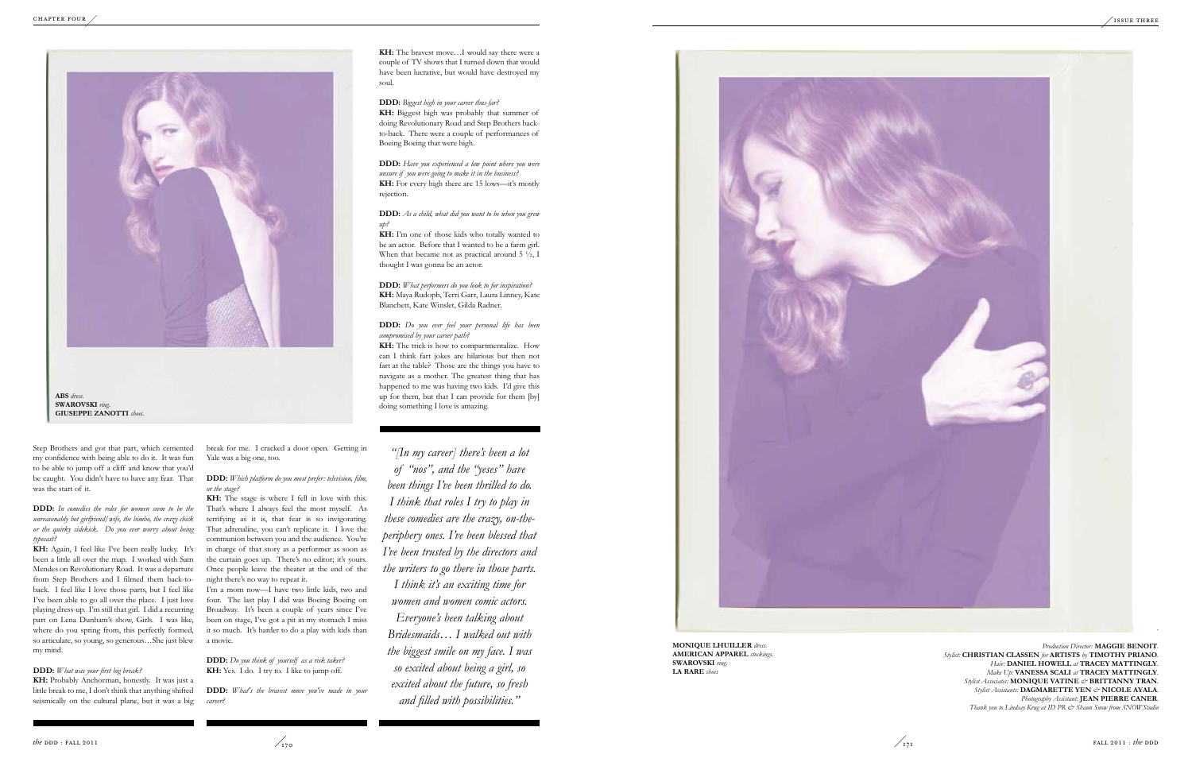**ABS** *dress.*
**SWAROVSKI** *ring.*
**GIUSEPPE ZANOTTI** *shoes.*

Step Brothers and got that part, which cemented my confidence with being able to do it. It was fun to be able to jump off a cliff and know that you'd be caught. You didn't have to have any fear. That was the start of it.

**DDD:** *In comedies the roles for women seem to be the unreasonably hot girlfriend/wife, the bimbo, the crazy chick or the quirky sidekick. Do you ever worry about being typecast?*

**KH:** Again, I feel like I've been really lucky. It's been a little all over the map. I worked with Sam Mendes on Revolutionary Road. It was a departure from Step Brothers and I filmed them back-to-back. I feel like I love those parts, but I feel like I've been able to go all over the place. I just love playing dress-up. I'm still that girl. I did a recurring part on Lena Dunham's show, Girls. I was like, where do you spring from, this perfectly formed, so articulate, so young, so generous…She just blew my mind.

**DDD:** *What was your first big break?*

**KH:** Probably Anchorman, honestly. It was just a little break to me, I don't think that anything shifted seismically on the cultural plane, but it was a big break for me. I cracked a door open. Getting in Yale was a big one, too.

**DDD:** *Which platform do you most prefer: television, film, or the stage?*

**KH:** The stage is where I fell in love with this. That's where I always feel the most myself. As terrifying as it is, that fear is so invigorating. That adrenaline, you can't replicate it. I love the communion between you and the audience. You're in charge of that story as a performer as soon as the curtain goes up. There's no editor; it's yours. Once people leave the theater at the end of the night there's no way to repeat it.

I'm a mom now—I have two little kids, two and four. The last play I did was Boeing Boeing on Broadway. It's been a couple of years since I've been on stage, I've got a pit in my stomach I miss it so much. It's harder to do a play with kids than a movie.

**DDD:** *Do you think of yourself as a risk taker?*

**KH:** Yes. I do. I try to. I like to jump off.

**DDD:** *What's the bravest move you've made in your career?*

**KH:** The bravest move…I would say there were a couple of TV shows that I turned down that would have been lucrative, but would have destroyed my soul.

**DDD:** *Biggest high in your career thus far?*

**KH:** Biggest high was probably that summer of doing Revolutionary Road and Step Brothers back-to-back. There were a couple of performances of Boeing Boeing that were high.

**DDD:** *Have you experienced a low point where you were unsure if you were going to make it in the business?*

**KH:** For every high there are 15 lows—it's mostly rejection.

**DDD:** *As a child, what did you want to be when you grew up?*

**KH:** I'm one of those kids who totally wanted to be an actor. Before that I wanted to be a farm girl. When that became not as practical around 5 ½, I thought I was gonna be an actor.

**DDD:** *What performers do you look to for inspiration?*

**KH:** Maya Rudoph, Terri Garr, Laura Linney, Kate Blanchett, Kate Winslet, Gilda Radner.

**DDD:** *Do you ever feel your personal life has been compromised by your career path?*

**KH:** The trick is how to compartmentalize. How can I think fart jokes are hilarious but then not fart at the table? Those are the things you have to navigate as a mother. The greatest thing that has happened to me was having two kids. I'd give this up for them, but that I can provide for them [by] doing something I love is amazing.

> *"[In my career] there's been a lot of "nos", and the "yeses" have been things I've been thrilled to do. I think that roles I try to play in these comedies are the crazy, on-the-periphery ones. I've been blessed that I've been trusted by the directors and the writers to go there in those parts. I think it's an exciting time for women and women comic actors. Everyone's been talking about Bridesmaids… I walked out with the biggest smile on my face. I was so excited about being a girl, so excited about the future, so fresh and filled with possibilities."*

**MONIQUE LHUILLER** *dress.*
**AMERICAN APPAREL** *stockings.*
**SWAROVSKI** *ring.*
**LA RARE** *shoes*

*Production Director:* **MAGGIE BENOIT**.
*Stylist:* **CHRISTIAN CLASSEN** *for* **ARTISTS** *by* **TIMOTHY PRIANO**.
*Hair:* **DANIEL HOWELL** *at* **TRACEY MATTINGLY**.
*Make Up:* **VANESSA SCALI** *at* **TRACEY MATTINGLY**.
*Stylist Associates:* **MONIQUE VATINE** *&* **BRITTANNY TRAN**.
*Stylist Assistants:* **DAGMARETTE YEN** *&* **NICOLE AYALA**.
*Photography Assistant:* **JEAN PIERRE CANER**.
*Thank you to Lindsay Krug at ID PR & Shaun Snow from SNOWStudio*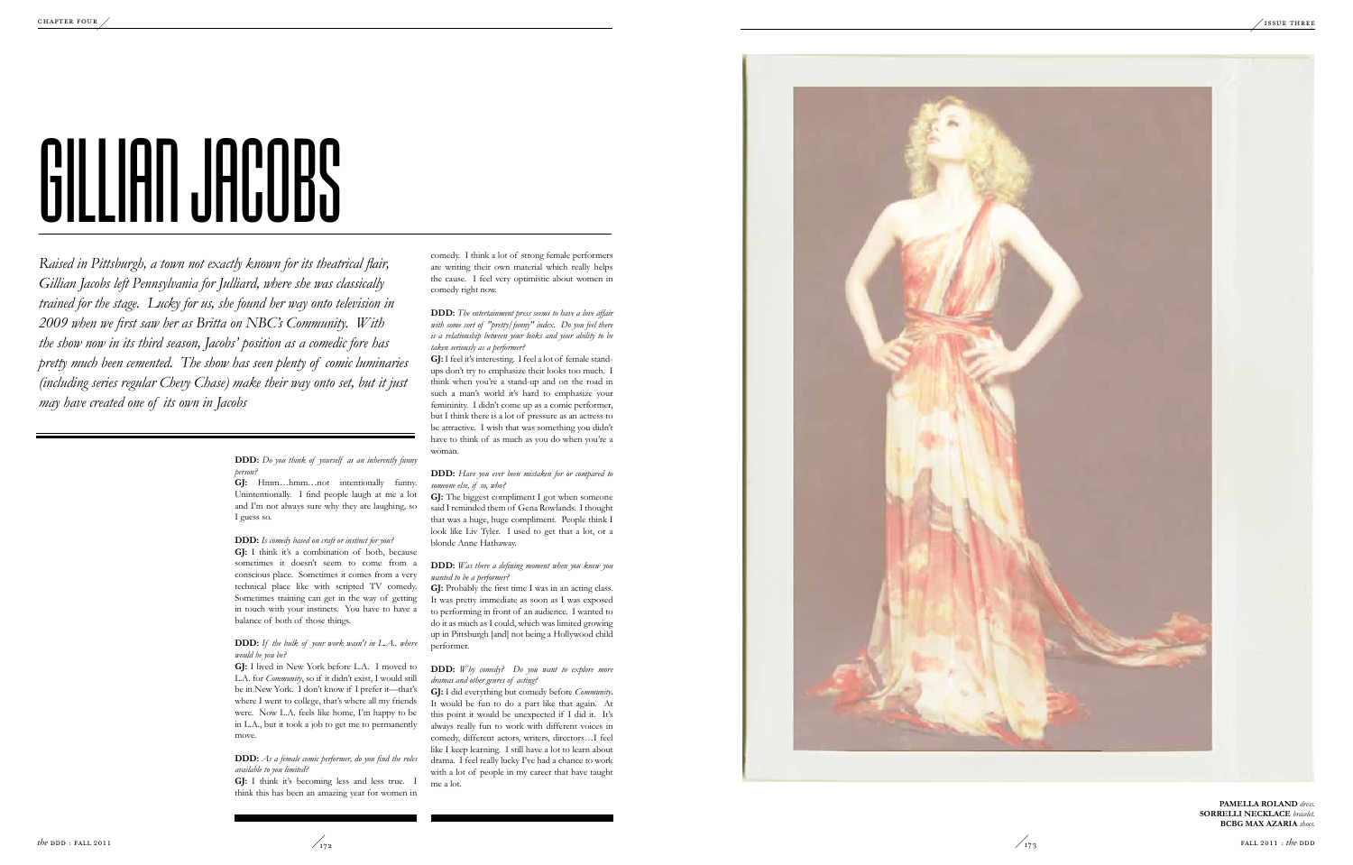# GILLIAN JACOBS

*Raised in Pittsburgh, a town not exactly known for its theatrical flair, Gillian Jacobs left Pennsylvania for Julliard, where she was classically trained for the stage. Lucky for us, she found her way onto television in 2009 when we first saw her as Britta on NBC's Community. With the show now in its third season, Jacobs' position as a comedic fore has pretty much been cemented. The show has seen plenty of comic luminaries (including series regular Chevy Chase) make their way onto set, but it just may have created one of its own in Jacobs*

**DDD:** *Do you think of yourself as an inherently funny person?*

**GJ:** Hmm…hmm…not intentionally funny. Unintentionally. I find people laugh at me a lot and I'm not always sure why they are laughing, so I guess so.

**DDD:** *Is comedy based on craft or instinct for you?*

**GJ:** I think it's a combination of both, because sometimes it doesn't seem to come from a conscious place. Sometimes it comes from a very technical place like with scripted TV comedy. Sometimes training can get in the way of getting in touch with your instincts. You have to have a balance of both of those things.

**DDD:** *If the bulk of your work wasn't in L.A., where would be you be?*

**GJ:** I lived in New York before L.A. I moved to L.A. for *Community*, so if it didn't exist, I would still be in New York. I don't know if I prefer it—that's where I went to college, that's where all my friends were. Now L.A. feels like home, I'm happy to be in L.A., but it took a job to get me to permanently move.

**DDD:** *As a female comic performer, do you find the roles available to you limited?*

**GJ:** I think it's becoming less and less true. I think this has been an amazing year for women in comedy. I think a lot of strong female performers are writing their own material which really helps the cause. I feel very optimistic about women in comedy right now.

**DDD:** *The entertainment press seems to have a love affair with some sort of "pretty/funny" index. Do you feel there is a relationship between your looks and your ability to be taken seriously as a performer?*

**GJ:** I feel it's interesting. I feel a lot of female stand-ups don't try to emphasize their looks too much. I think when you're a stand-up and on the road in such a man's world it's hard to emphasize your femininity. I didn't come up as a comic performer, but I think there is a lot of pressure as an actress to be attractive. I wish that was something you didn't have to think of as much as you do when you're a woman.

**DDD:** *Have you ever been mistaken for or compared to someone else, if so, who?*

**GJ:** The biggest compliment I got when someone said I reminded them of Gena Rowlands. I thought that was a huge, huge compliment. People think I look like Liv Tyler. I used to get that a lot, or a blonde Anne Hathaway.

**DDD:** *Was there a defining moment when you knew you wanted to be a performer?*

**GJ:** Probably the first time I was in an acting class. It was pretty immediate as soon as I was exposed to performing in front of an audience. I wanted to do it as much as I could, which was limited growing up in Pittsburgh [and] not being a Hollywood child performer.

**DDD:** *Why comedy? Do you want to explore more dramas and other genres of acting?*

**GJ:** I did everything but comedy before *Community*. It would be fun to do a part like that again. At this point it would be unexpected if I did it. It's always really fun to work with different voices in comedy, different actors, writers, directors…I feel like I keep learning. I still have a lot to learn about drama. I feel really lucky I've had a chance to work with a lot of people in my career that have taught me a lot.

**PAMELLA ROLAND** *dress.*
**SORRELLI NECKLACE** *bracelet.*
**BCBG MAX AZARIA** *shoes.*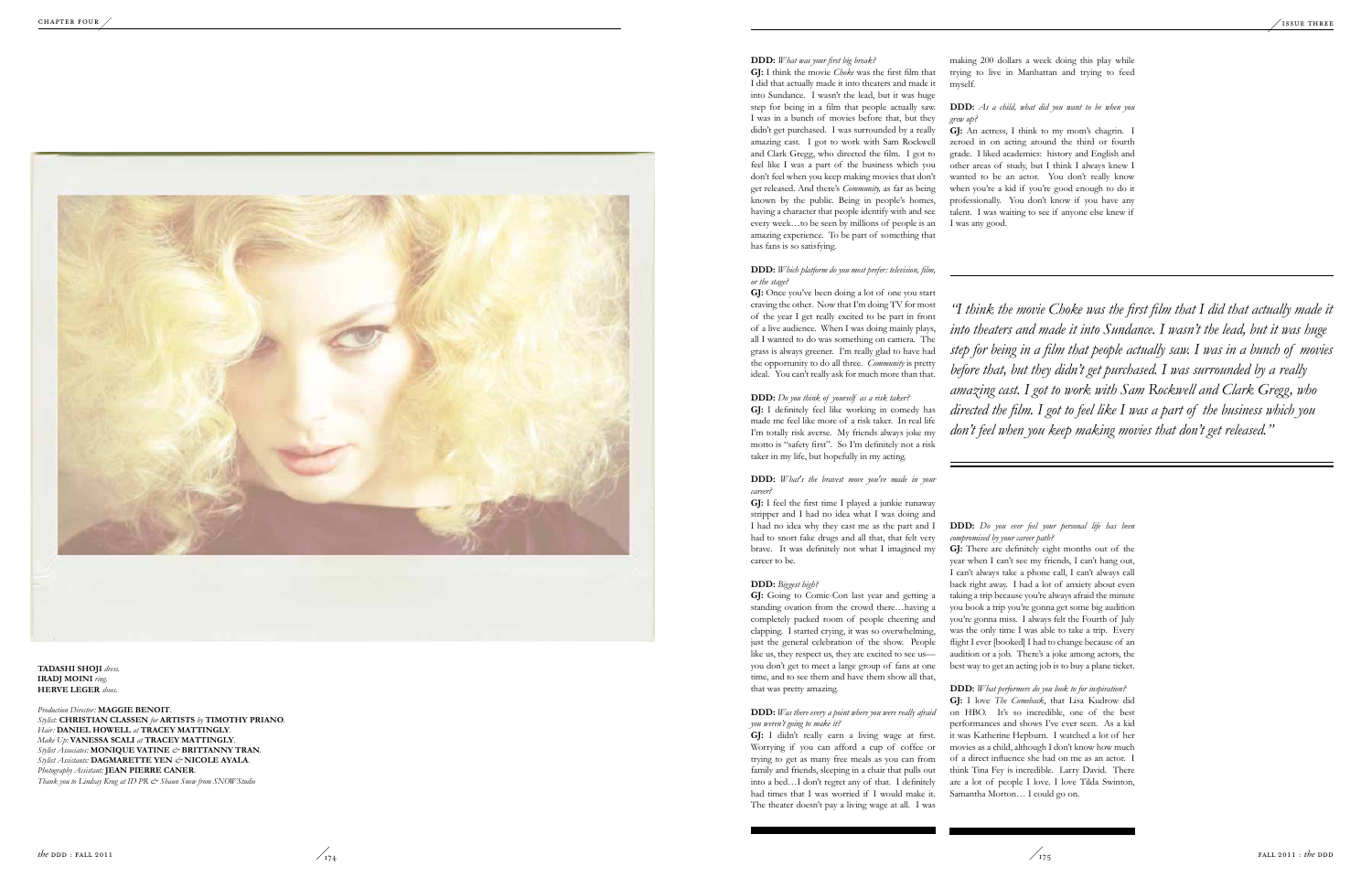**TADASHI SHOJI** *dress.*
**IRADJ MOINI** *ring.*
**HERVE LEGER** *shoes.*

*Production Director:* **MAGGIE BENOIT**.
*Stylist:* **CHRISTIAN CLASSEN** *for* **ARTISTS** *by* **TIMOTHY PRIANO**.
*Hair:* **DANIEL HOWELL** *at* **TRACEY MATTINGLY**.
*Make Up:* **VANESSA SCALI** *at* **TRACEY MATTINGLY**.
*Stylist Associates:* **MONIQUE VATINE** *&* **BRITTANNY TRAN**.
*Stylist Assistants:* **DAGMARETTE YEN** *&* **NICOLE AYALA**.
*Photography Assistant:* **JEAN PIERRE CANER**.
*Thank you to Lindsay Krug at ID PR & Shaun Snow from SNOWStudio*

**DDD:** *What was your first big break?*

**GJ:** I think the movie *Choke* was the first film that I did that actually made it into theaters and made it into Sundance. I wasn't the lead, but it was huge step for being in a film that people actually saw. I was in a bunch of movies before that, but they didn't get purchased. I was surrounded by a really amazing cast. I got to work with Sam Rockwell and Clark Gregg, who directed the film. I got to feel like I was a part of the business which you don't feel when you keep making movies that don't get released. And there's *Community,* as far as being known by the public. Being in people's homes, having a character that people identify with and see every week…to be seen by millions of people is an amazing experience. To be part of something that has fans is so satisfying.

**DDD:** *Which platform do you most prefer: television, film, or the stage?*

**GJ:** Once you've been doing a lot of one you start craving the other. Now that I'm doing TV for most of the year I get really excited to be part in front of a live audience. When I was doing mainly plays, all I wanted to do was something on camera. The grass is always greener. I'm really glad to have had the opportunity to do all three. *Community* is pretty ideal. You can't really ask for much more than that.

**DDD:** *Do you think of yourself as a risk taker?*

**GJ:** I definitely feel like working in comedy has made me feel like more of a risk taker. In real life I'm totally risk averse. My friends always joke my motto is "safety first". So I'm definitely not a risk taker in my life, but hopefully in my acting.

**DDD:** *What's the bravest move you've made in your career?*

**GJ:** I feel the first time I played a junkie runaway stripper and I had no idea what I was doing and I had no idea why they cast me as the part and I had to snort fake drugs and all that, that felt very brave. It was definitely not what I imagined my career to be.

**DDD:** *Biggest high?*

**GJ:** Going to Comic-Con last year and getting a standing ovation from the crowd there…having a completely packed room of people cheering and clapping. I started crying, it was so overwhelming, just the general celebration of the show. People like us, they respect us, they are excited to see us—you don't get to meet a large group of fans at one time, and to see them and have them show all that, that was pretty amazing.

**DDD:** *Was there every a point where you were really afraid you weren't going to make it?*

**GJ:** I didn't really earn a living wage at first. Worrying if you can afford a cup of coffee or trying to get as many free meals as you can from family and friends, sleeping in a chair that pulls out into a bed…I don't regret any of that. I definitely had times that I was worried if I would make it. The theater doesn't pay a living wage at all. I was making 200 dollars a week doing this play while trying to live in Manhattan and trying to feed myself.

**DDD:** *As a child, what did you want to be when you grew up?*

**GJ:** An actress, I think to my mom's chagrin. I zeroed in on acting around the third or fourth grade. I liked academics: history and English and other areas of study, but I think I always knew I wanted to be an actor. You don't really know when you're a kid if you're good enough to do it professionally. You don't know if you have any talent. I was waiting to see if anyone else knew if I was any good.

*"I think the movie Choke was the first film that I did that actually made it into theaters and made it into Sundance. I wasn't the lead, but it was huge step for being in a film that people actually saw. I was in a bunch of movies before that, but they didn't get purchased. I was surrounded by a really amazing cast. I got to work with Sam Rockwell and Clark Gregg, who directed the film. I got to feel like I was a part of the business which you don't feel when you keep making movies that don't get released."*

**DDD:** *Do you ever feel your personal life has been compromised by your career path?*

**GJ:** There are definitely eight months out of the year when I can't see my friends, I can't hang out, I can't always take a phone call, I can't always call back right away. I had a lot of anxiety about even taking a trip because you're always afraid the minute you book a trip you're gonna get some big audition you're gonna miss. I always felt the Fourth of July was the only time I was able to take a trip. Every flight I ever [booked] I had to change because of an audition or a job. There's a joke among actors, the best way to get an acting job is to buy a plane ticket.

**DDD:** *What performers do you look to for inspiration?*

**GJ:** I love *The Comeback*, that Lisa Kudrow did on HBO. It's so incredible, one of the best performances and shows I've ever seen. As a kid it was Katherine Hepburn. I watched a lot of her movies as a child, although I don't know how much of a direct influence she had on me as an actor. I think Tina Fey is incredible. Larry David. There are a lot of people I love. I love Tilda Swinton, Samantha Morton… I could go on.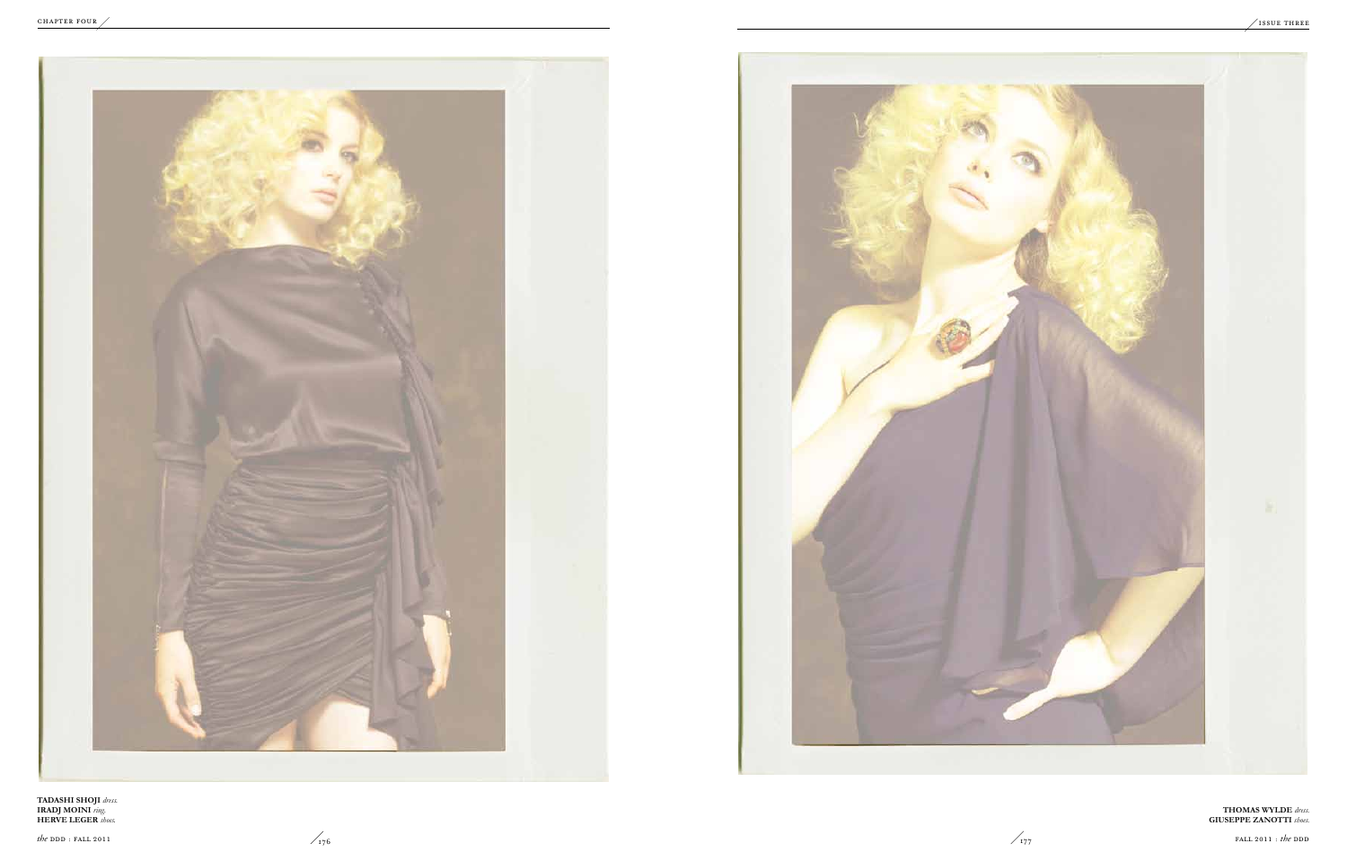**TADASHI SHOJI** *dress.*
**IRADJ MOINI** *ring.*
**HERVE LEGER** *shoes.*

**THOMAS WYLDE** *dress.*
**GIUSEPPE ZANOTTI** *shoes.*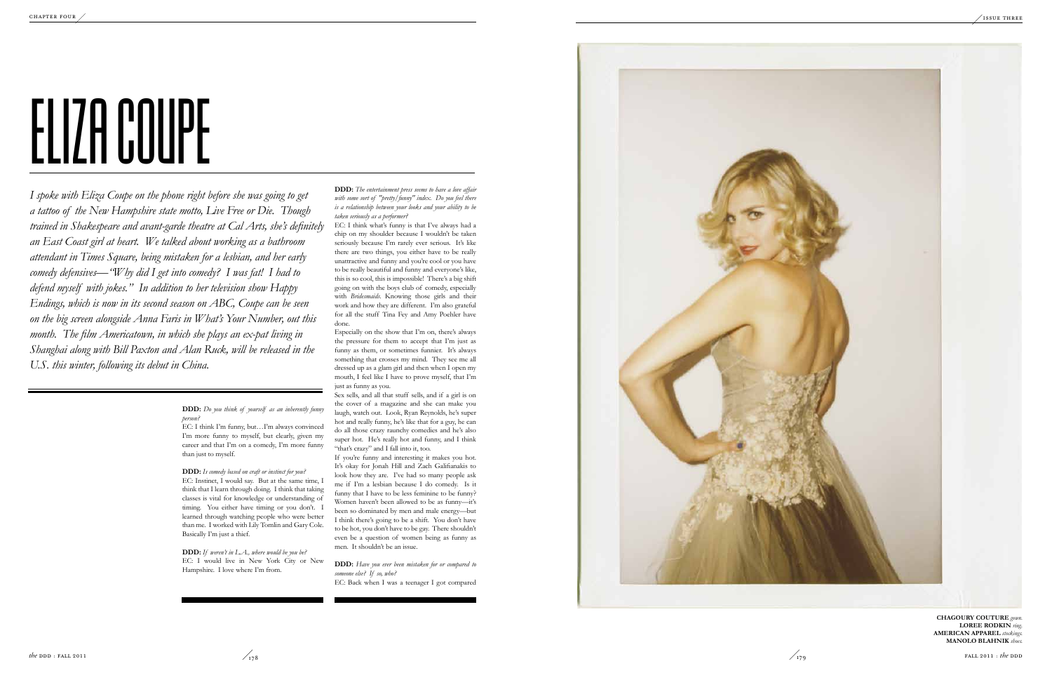# ELIZA COUPE

*I spoke with Eliza Coupe on the phone right before she was going to get a tattoo of the New Hampshire state motto, Live Free or Die. Though trained in Shakespeare and avant-garde theatre at Cal Arts, she's definitely an East Coast girl at heart. We talked about working as a bathroom attendant in Times Square, being mistaken for a lesbian, and her early comedy defensives—"Why did I get into comedy? I was fat! I had to defend myself with jokes." In addition to her television show Happy Endings, which is now in its second season on ABC, Coupe can be seen on the big screen alongside Anna Faris in What's Your Number, out this month. The film Americatown, in which she plays an ex-pat living in Shanghai along with Bill Paxton and Alan Ruck, will be released in the U.S. this winter, following its debut in China.*

**DDD:** *Do you think of yourself as an inherently funny person?*

EC: I think I'm funny, but…I'm always convinced I'm more funny to myself, but clearly, given my career and that I'm on a comedy, I'm more funny than just to myself.

**DDD:** *Is comedy based on craft or instinct for you?*

EC: Instinct, I would say. But at the same time, I think that I learn through doing. I think that taking classes is vital for knowledge or understanding of timing. You either have timing or you don't. I learned through watching people who were better than me. I worked with Lily Tomlin and Gary Cole. Basically I'm just a thief.

**DDD:** *If weren't in L.A., where would be you be?*

EC: I would live in New York City or New Hampshire. I love where I'm from.

**DDD:** *The entertainment press seems to have a love affair with some sort of "pretty/funny" index. Do you feel there is a relationship between your looks and your ability to be taken seriously as a performer?*

EC: I think what's funny is that I've always had a chip on my shoulder because I wouldn't be taken seriously because I'm rarely ever serious. It's like there are two things, you either have to be really unattractive and funny and you're cool or you have to be really beautiful and funny and everyone's like, this is so cool, this is impossible! There's a big shift going on with the boys club of comedy, especially with *Bridesmaids*. Knowing those girls and their work and how they are different. I'm also grateful for all the stuff Tina Fey and Amy Poehler have done.

Especially on the show that I'm on, there's always the pressure for them to accept that I'm just as funny as them, or sometimes funnier. It's always something that crosses my mind. They see me all dressed up as a glam girl and then when I open my mouth, I feel like I have to prove myself, that I'm just as funny as you.

Sex sells, and all that stuff sells, and if a girl is on the cover of a magazine and she can make you laugh, watch out. Look, Ryan Reynolds, he's super hot and really funny, he's like that for a guy, he can do all those crazy raunchy comedies and he's also super hot. He's really hot and funny, and I think "that's crazy" and I fall into it, too.

If you're funny and interesting it makes you hot. It's okay for Jonah Hill and Zach Galifianakis to look how they are. I've had so many people ask me if I'm a lesbian because I do comedy. Is it funny that I have to be less feminine to be funny? Women haven't been allowed to be as funny—it's been so dominated by men and male energy—but I think there's going to be a shift. You don't have to be hot, you don't have to be gay. There shouldn't even be a question of women being as funny as men. It shouldn't be an issue.

**DDD:** *Have you ever been mistaken for or compared to someone else? If so, who?*

EC: Back when I was a teenager I got compared

**CHAGOURY COUTURE** *gown.* **LOREE RODKIN** *ring.* **AMERICAN APPAREL** *stockings.* **MANOLO BLAHNIK** *shoes.*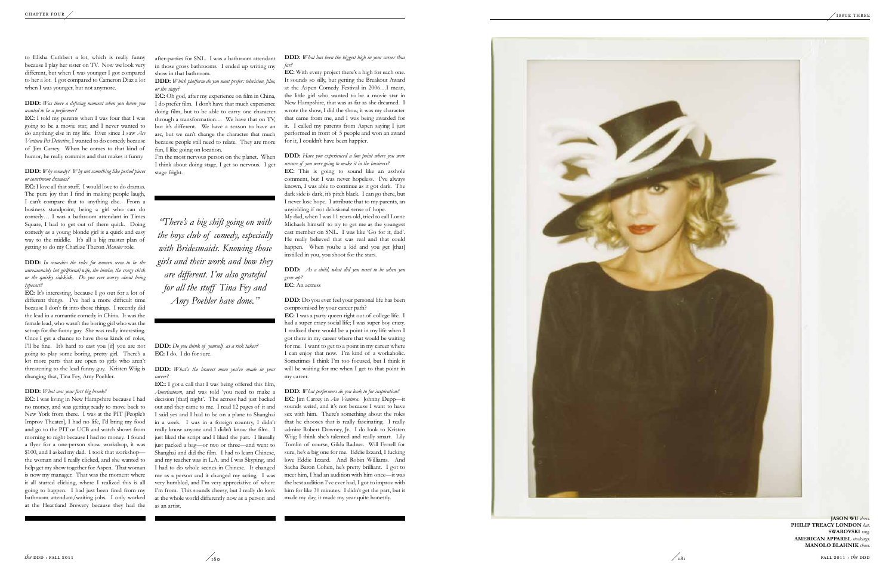to Elisha Cuthbert a lot, which is really funny because I play her sister on TV. Now we look very different, but when I was younger I got compared to her a lot. I got compared to Cameron Diaz a lot when I was younger, but not anymore.

**DDD:** *Was there a defining moment when you knew you wanted to be a performer?*

**EC:** I told my parents when I was four that I was going to be a movie star, and I never wanted to do anything else in my life. Ever since I saw *Ace Ventura Pet Detective*, I wanted to do comedy because of Jim Carrey. When he comes to that kind of humor, he really commits and that makes it funny.

**DDD:** *Why comedy? Why not something like period pieces or courtroom dramas?*

**EC:** I love all that stuff. I would love to do dramas. The pure joy that I find in making people laugh, I can't compare that to anything else. From a business standpoint, being a girl who can do comedy… I was a bathroom attendant in Times Square, I had to get out of there quick. Doing comedy as a young blonde girl is a quick and easy way to the middle. It's all a big master plan of getting to do my Charlize Theron *Monster* role.

**DDD:** *In comedies the roles for women seem to be the unreasonably hot girlfriend/wife, the bimbo, the crazy chick or the quirky sidekick. Do you ever worry about being typecast?*

**EC:** It's interesting, because I go out for a lot of different things. I've had a more difficult time because I don't fit into those things. I recently did the lead in a romantic comedy in China. It was the female lead, who wasn't the boring girl who was the set-up for the funny guy. She was really interesting. Once I get a chance to have those kinds of roles, I'll be fine. It's hard to cast you [if] you are not going to play some boring, pretty girl. There's a lot more parts that are open to girls who aren't threatening to the lead funny guy. Kristen Wiig is changing that, Tina Fey, Amy Poehler.

**DDD:** *What was your first big break?*

**EC:** I was living in New Hampshire because I had no money, and was getting ready to move back to New York from there. I was at the PIT [People's Improv Theater], I had no life, I'd bring my food and go to the PIT or UCB and watch shows from morning to night because I had no money. I found a flyer for a one-person show workshop, it was $100, and I asked my dad. I took that workshop—the woman and I really clicked, and she wanted to help get my show together for Aspen. That woman is now my manager. That was the moment where it all started clicking, where I realized this is all going to happen. I had just been fired from my bathroom attendant/waiting jobs. I only worked at the Heartland Brewery because they had the after-parties for SNL. I was a bathroom attendant in those gross bathrooms. I ended up writing my show in that bathroom.

**DDD:** *Which platform do you most prefer: television, film, or the stage?*

**EC:** Oh god, after my experience on film in China, I do prefer film. I don't have that much experience doing film, but to be able to carry one character through a transformation… We have that on TV, but it's different. We have a season to have an arc, but we can't change the character that much because people still need to relate. They are more fun, I like going on location.

I'm the most nervous person on the planet. When I think about doing stage, I get so nervous. I get stage fright.

> *"There's a big shift going on with the boys club of comedy, especially with Bridesmaids. Knowing those girls and their work and how they are different. I'm also grateful for all the stuff Tina Fey and Amy Poehler have done."*

**DDD:** *Do you think of yourself as a risk taker?*

**EC:** I do. I do for sure.

**DDD:** *What's the bravest move you've made in your career?*

**EC:** I got a call that I was being offered this film, *Americatown*, and was told 'you need to make a decision [that] night'. The actress had just backed out and they came to me. I read 12 pages of it and I said yes and I had to be on a plane to Shanghai in a week. I was in a foreign country, I didn't really know anyone and I didn't know the film. I just liked the script and I liked the part. I literally just packed a bag—or two or three—and went to Shanghai and did the film. I had to learn Chinese, and my teacher was in L.A. and I was Skyping, and I had to do whole scenes in Chinese. It changed me as a person and it changed my acting. I was very humbled, and I'm very appreciative of where I'm from. This sounds cheesy, but I really do look at the whole world differently now as a person and as an artist.

**DDD:** *What has been the biggest high in your career thus far?*

**EC:** With every project there's a high for each one. It sounds so silly, but getting the Breakout Award at the Aspen Comedy Festival in 2006…I mean, the little girl who wanted to be a movie star in New Hampshire, that was as far as she dreamed. I wrote the show, I did the show, it was my character that came from me, and I was being awarded for it. I called my parents from Aspen saying I just performed in front of 5 people and won an award for it, I couldn't have been happier.

**DDD:** *Have you experienced a low point where you were unsure if you were going to make it in the business?*

**EC:** This is going to sound like an asshole comment, but I was never hopeless. I've always known, I was able to continue as it got dark. The dark side is dark, it's pitch black. I can go there, but I never lose hope. I attribute that to my parents, an unyielding if not delusional sense of hope.

My dad, when I was 11 years old, tried to call Lorne Michaels himself to try to get me as the youngest cast member on SNL. I was like 'Go for it, dad'. He really believed that was real and that could happen. When you're a kid and you get [that] instilled in you, you shoot for the stars.

**DDD:** *As a child, what did you want to be when you grew up?*

**EC:** An actress

**DDD:** Do you ever feel your personal life has been compromised by your career path?

**EC:** I was a party queen right out of college life. I had a super crazy social life; I was super boy crazy. I realized there would be a point in my life when I got there in my career where that would be waiting for me. I want to get to a point in my career where I can enjoy that now. I'm kind of a workaholic. Sometimes I think I'm too focused, but I think it will be waiting for me when I get to that point in my career.

**DDD:** *What performers do you look to for inspiration?*

**EC:** Jim Carrey in *Ace Ventura*. Johnny Depp—it sounds weird, and it's not because I want to have sex with him. There's something about the roles that he chooses that is really fascinating. I really admire Robert Downey, Jr. I do look to Kristen Wiig; I think she's talented and really smart. Lily Tomlin of course, Gilda Radner. Will Ferrell for sure, he's a big one for me. Eddie Izzard, I fucking love Eddie Izzard. And Robin Williams. And Sacha Baron Cohen, he's pretty brilliant. I got to meet him, I had an audition with him once—it was the best audition I've ever had, I got to improv with him for like 30 minutes. I didn't get the part, but it made my day, it made my year quite honestly.

**JASON WU** *dress.*
**PHILIP TREACY LONDON** *hat.*
**SWAROVSKI** *ring.*
**AMERICAN APPAREL** *stockings.*
**MANOLO BLAHNIK** *shoes.*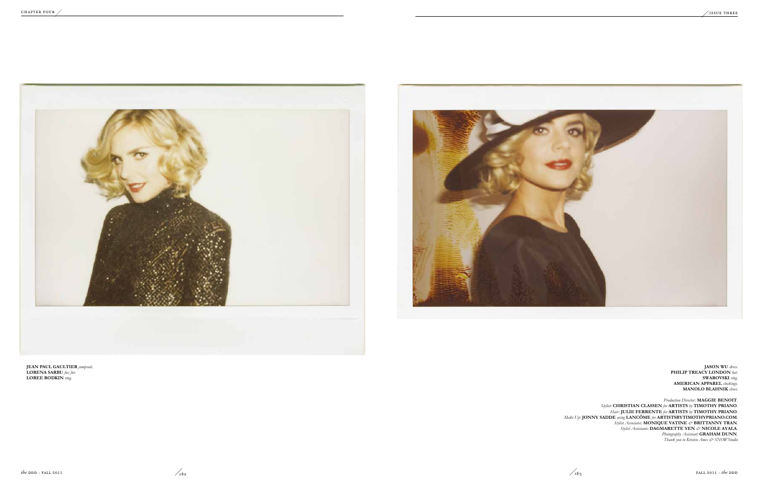**JEAN PAUL GAULTIER** *jumpsuit.*
**LORENA SARBU** *faux fur.*
**LOREE RODKIN** *ring.*

**JASON WU** *dress.*
**PHILIP TREACY LONDON** *hat.*
**SWAROVSKI** *ring.*
**AMERICAN APPAREL** *stockings.*
**MANOLO BLAHNIK** *shoes.*

*Production Director:* **MAGGIE BENOIT**.
*Stylist:* **CHRISTIAN CLASSEN** *for* **ARTISTS** *by* **TIMOTHY PRIANO**.
*Hair:* **JULIE FERRENTE** *for* **ARTISTS** *by* **TIMOTHY PRIANO**.
*Make Up:* **JONNY SADDE** *using* **LANCÔME** *for* **ARTISTSBYTIMOTHYPRIANO.COM**.
*Stylist Associates:* **MONIQUE VATINE** *&* **BRITTANNY TRAN**.
*Stylist Assistants:* **DAGMARETTE YEN** *&* **NICOLE AYALA**.
*Photography Assistant:* **GRAHAM DUNN**.
*Thank you to Kristen Ames & SNOW Studio*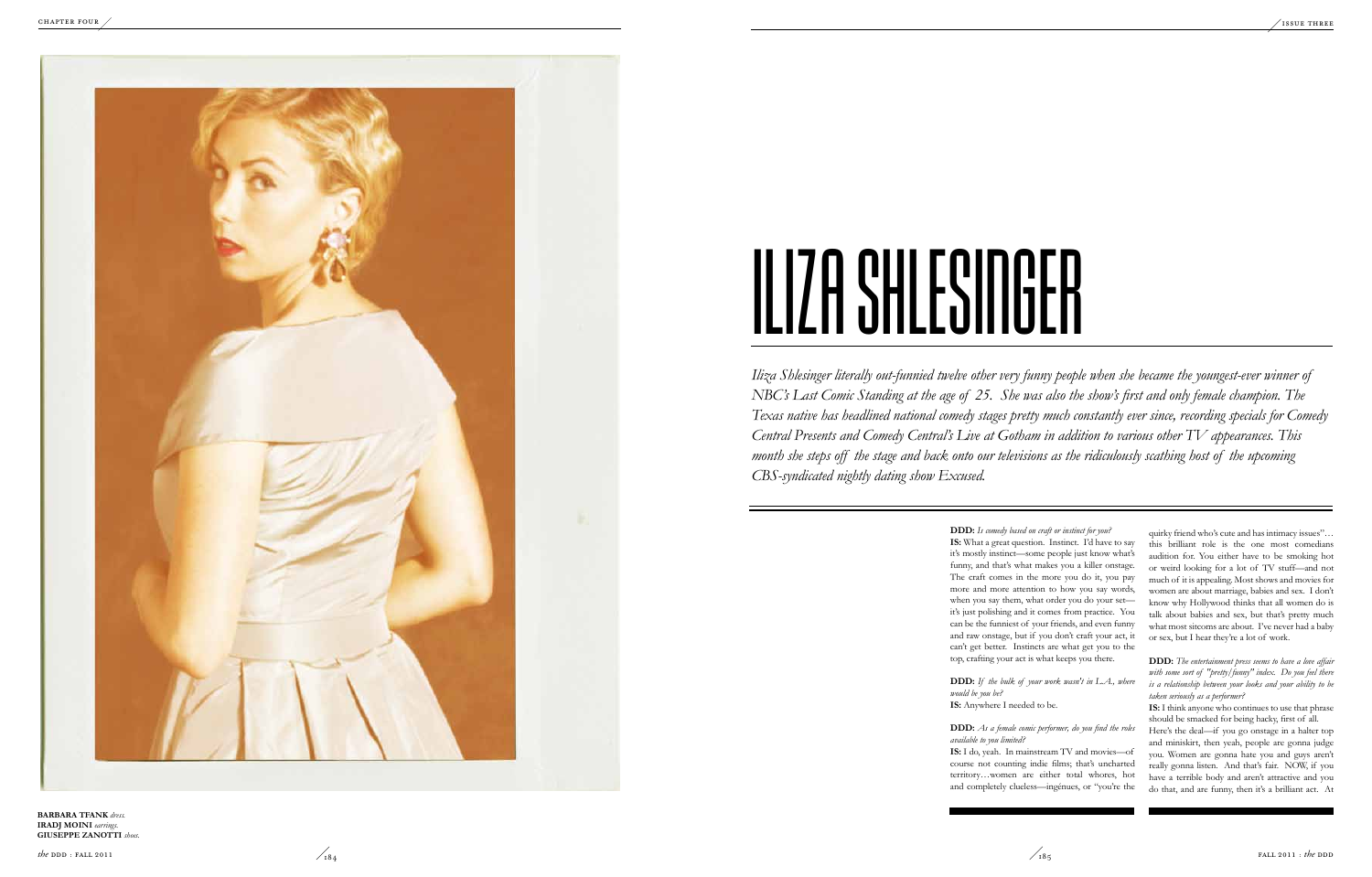**BARBARA TFANK** *dress.*
**IRADJ MOINI** *earrings.*
**GIUSEPPE ZANOTTI** *shoes.*

# ILIZA SHLESINGER

*Iliza Shlesinger literally out-funnied twelve other very funny people when she became the youngest-ever winner of NBC's Last Comic Standing at the age of 25. She was also the show's first and only female champion. The Texas native has headlined national comedy stages pretty much constantly ever since, recording specials for Comedy Central Presents and Comedy Central's Live at Gotham in addition to various other TV appearances. This month she steps off the stage and back onto our televisions as the ridiculously scathing host of the upcoming CBS-syndicated nightly dating show Excused.*

**DDD:** *Is comedy based on craft or instinct for you?*

**IS:** What a great question. Instinct. I'd have to say it's mostly instinct—some people just know what's funny, and that's what makes you a killer onstage. The craft comes in the more you do it, you pay more and more attention to how you say words, when you say them, what order you do your set—it's just polishing and it comes from practice. You can be the funniest of your friends, and even funny and raw onstage, but if you don't craft your act, it can't get better. Instincts are what get you to the top, crafting your act is what keeps you there.

**DDD:** *If the bulk of your work wasn't in L.A., where would be you be?*

**IS:** Anywhere I needed to be.

**DDD:** *As a female comic performer, do you find the roles available to you limited?*

**IS:** I do, yeah. In mainstream TV and movies—of course not counting indie films; that's uncharted territory…women are either total whores, hot and completely clueless—ingénues, or "you're the quirky friend who's cute and has intimacy issues"… this brilliant role is the one most comedians audition for. You either have to be smoking hot or weird looking for a lot of TV stuff—and not much of it is appealing. Most shows and movies for women are about marriage, babies and sex. I don't know why Hollywood thinks that all women do is talk about babies and sex, but that's pretty much what most sitcoms are about. I've never had a baby or sex, but I hear they're a lot of work.

**DDD:** *The entertainment press seems to have a love affair with some sort of "pretty/funny" index. Do you feel there is a relationship between your looks and your ability to be taken seriously as a performer?*

**IS:** I think anyone who continues to use that phrase should be smacked for being hacky, first of all. Here's the deal—if you go onstage in a halter top and miniskirt, then yeah, people are gonna judge you. Women are gonna hate you and guys aren't really gonna listen. And that's fair. NOW, if you have a terrible body and aren't attractive and you do that, and are funny, then it's a brilliant act. At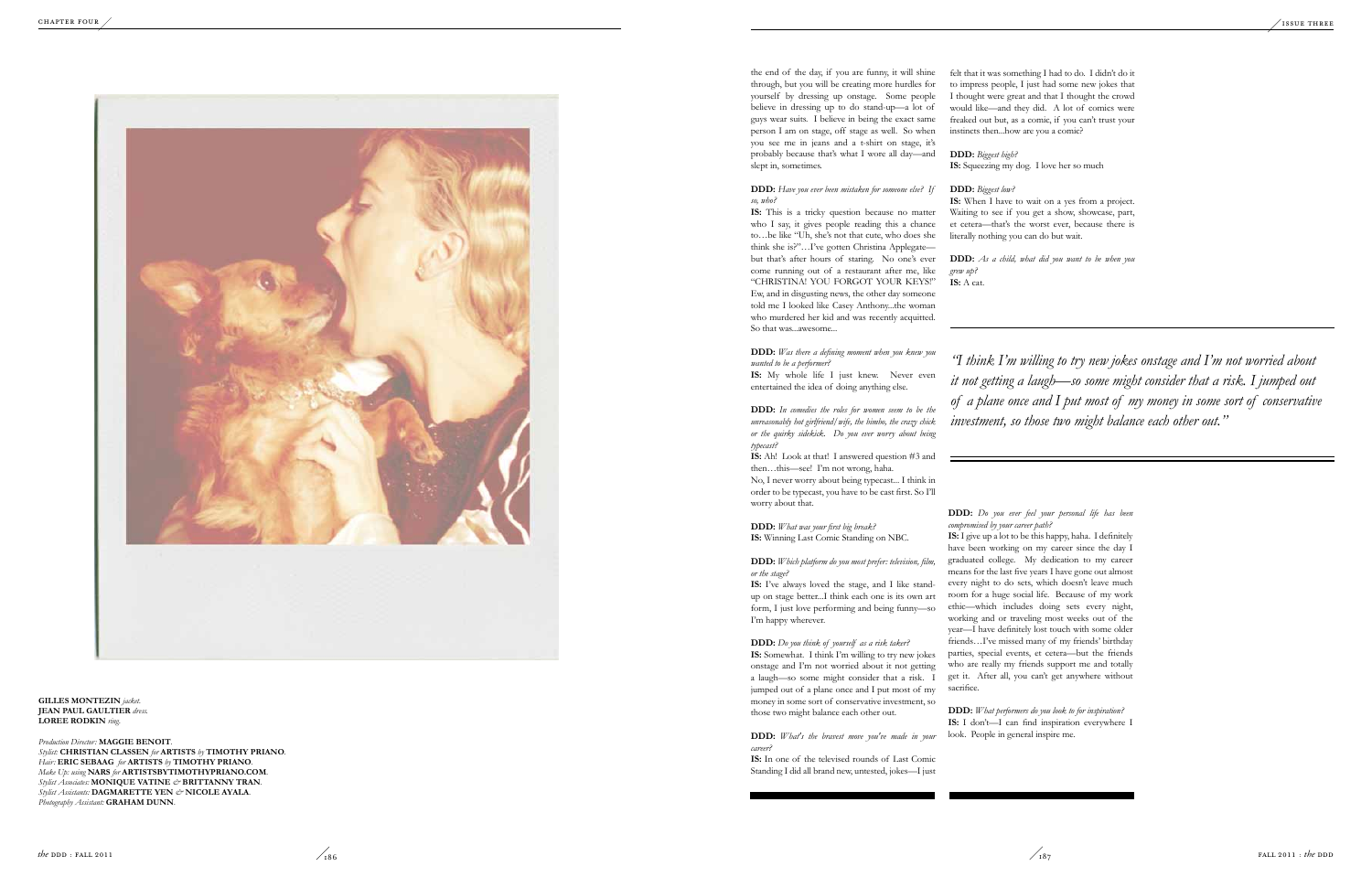**GILLES MONTEZIN** *jacket.*
**JEAN PAUL GAULTIER** *dress.*
**LOREE RODKIN** *ring.*

*Production Director:* **MAGGIE BENOIT**.
*Stylist:* **CHRISTIAN CLASSEN** *for* **ARTISTS** *by* **TIMOTHY PRIANO**.
*Hair:* **ERIC SEBAAG** *for* **ARTISTS** *by* **TIMOTHY PRIANO**.
*Make Up: using* **NARS** *for* **ARTISTSBYTIMOTHYPRIANO.COM**.
*Stylist Associates:* **MONIQUE VATINE** *&* **BRITTANNY TRAN**.
*Stylist Assistants:* **DAGMARETTE YEN** *&* **NICOLE AYALA**.
*Photography Assistant:* **GRAHAM DUNN**.

the end of the day, if you are funny, it will shine through, but you will be creating more hurdles for yourself by dressing up onstage. Some people believe in dressing up to do stand-up—a lot of guys wear suits. I believe in being the exact same person I am on stage, off stage as well. So when you see me in jeans and a t-shirt on stage, it's probably because that's what I wore all day—and slept in, sometimes.

**DDD:** *Have you ever been mistaken for someone else? If so, who?*
**IS:** This is a tricky question because no matter who I say, it gives people reading this a chance to…be like "Uh, she's not that cute, who does she think she is?"…I've gotten Christina Applegate—but that's after hours of staring. No one's ever come running out of a restaurant after me, like "CHRISTINA! YOU FORGOT YOUR KEYS!" Ew, and in disgusting news, the other day someone told me I looked like Casey Anthony...the woman who murdered her kid and was recently acquitted. So that was...awesome...

**DDD:** *Was there a defining moment when you knew you wanted to be a performer?*
**IS:** My whole life I just knew. Never even entertained the idea of doing anything else.

**DDD:** *In comedies the roles for women seem to be the unreasonably hot girlfriend/wife, the bimbo, the crazy chick or the quirky sidekick. Do you ever worry about being typecast?*
**IS:** Ah! Look at that! I answered question #3 and then…this—see! I'm not wrong, haha.
No, I never worry about being typecast... I think in order to be typecast, you have to be cast first. So I'll worry about that.

**DDD:** *What was your first big break?*
**IS:** Winning Last Comic Standing on NBC.

**DDD:** *Which platform do you most prefer: television, film, or the stage?*
**IS:** I've always loved the stage, and I like stand-up on stage better...I think each one is its own art form, I just love performing and being funny—so I'm happy wherever.

**DDD:** *Do you think of yourself as a risk taker?*
**IS:** Somewhat. I think I'm willing to try new jokes onstage and I'm not worried about it not getting a laugh—so some might consider that a risk. I jumped out of a plane once and I put most of my money in some sort of conservative investment, so those two might balance each other out.

**DDD:** *What's the bravest move you've made in your career?*
**IS:** In one of the televised rounds of Last Comic Standing I did all brand new, untested, jokes—I just felt that it was something I had to do. I didn't do it to impress people, I just had some new jokes that I thought were great and that I thought the crowd would like—and they did. A lot of comics were freaked out but, as a comic, if you can't trust your instincts then...how are you a comic?

**DDD:** *Biggest high?*
**IS:** Squeezing my dog. I love her so much

**DDD:** *Biggest low?*
**IS:** When I have to wait on a yes from a project. Waiting to see if you get a show, showcase, part, et cetera—that's the worst ever, because there is literally nothing you can do but wait.

**DDD:** *As a child, what did you want to be when you grew up?*
**IS:** A cat.

*"I think I'm willing to try new jokes onstage and I'm not worried about it not getting a laugh—so some might consider that a risk. I jumped out of a plane once and I put most of my money in some sort of conservative investment, so those two might balance each other out."*

**DDD:** *Do you ever feel your personal life has been compromised by your career path?*
**IS:** I give up a lot to be this happy, haha. I definitely have been working on my career since the day I graduated college. My dedication to my career means for the last five years I have gone out almost every night to do sets, which doesn't leave much room for a huge social life. Because of my work ethic—which includes doing sets every night, working and or traveling most weeks out of the year—I have definitely lost touch with some older friends…I've missed many of my friends' birthday parties, special events, et cetera—but the friends who are really my friends support me and totally get it. After all, you can't get anywhere without sacrifice.

**DDD:** *What performers do you look to for inspiration?*
**IS:** I don't—I can find inspiration everywhere I look. People in general inspire me.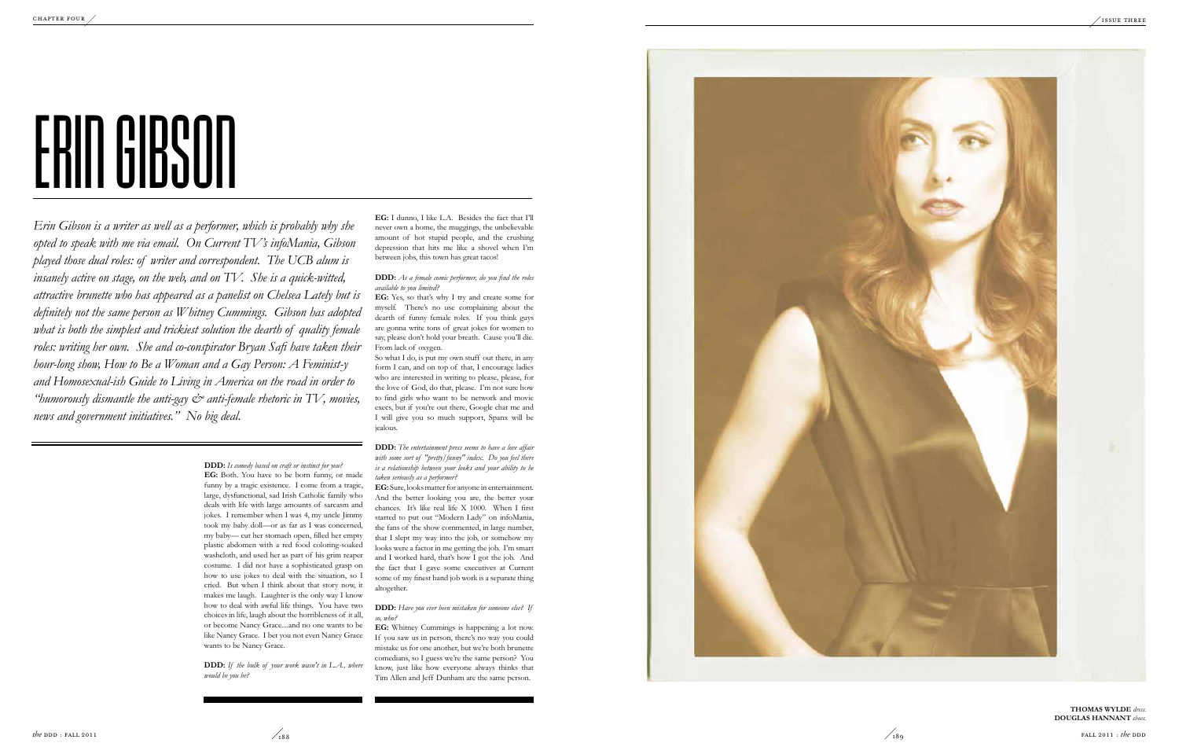# ERIN GIBSON

*Erin Gibson is a writer as well as a performer, which is probably why she opted to speak with me via email. On Current TV's infoMania, Gibson played those dual roles: of writer and correspondent. The UCB alum is insanely active on stage, on the web, and on TV. She is a quick-witted, attractive brunette who has appeared as a panelist on Chelsea Lately but is definitely not the same person as Whitney Cummings. Gibson has adopted what is both the simplest and trickiest solution the dearth of quality female roles: writing her own. She and co-conspirator Bryan Safi have taken their hour-long show, How to Be a Woman and a Gay Person: A Feminist-y and Homosexual-ish Guide to Living in America on the road in order to "humorously dismantle the anti-gay & anti-female rhetoric in TV, movies, news and government initiatives." No big deal.*

**DDD:** *Is comedy based on craft or instinct for you?*

**EG:** Both. You have to be born funny, or made funny by a tragic existence. I come from a tragic, large, dysfunctional, sad Irish Catholic family who deals with life with large amounts of sarcasm and jokes. I remember when I was 4, my uncle Jimmy took my baby doll—or as far as I was concerned, my baby— cut her stomach open, filled her empty plastic abdomen with a red food coloring-soaked washcloth, and used her as part of his grim reaper costume. I did not have a sophisticated grasp on how to use jokes to deal with the situation, so I cried. But when I think about that story now, it makes me laugh. Laughter is the only way I know how to deal with awful life things. You have two choices in life, laugh about the horribleness of it all, or become Nancy Grace....and no one wants to be like Nancy Grace. I bet you not even Nancy Grace wants to be Nancy Grace.

**DDD:** *If the bulk of your work wasn't in L.A., where would be you be?*

**EG:** I dunno, I like L.A. Besides the fact that I'll never own a home, the muggings, the unbelievable amount of hot stupid people, and the crushing depression that hits me like a shovel when I'm between jobs, this town has great tacos!

**DDD:** *As a female comic performer, do you find the roles available to you limited?*

**EG:** Yes, so that's why I try and create some for myself. There's no use complaining about the dearth of funny female roles. If you think guys are gonna write tons of great jokes for women to say, please don't hold your breath. Cause you'll die. From lack of oxygen.

So what I do, is put my own stuff out there, in any form I can, and on top of that, I encourage ladies who are interested in writing to please, please, for the love of God, do that, please. I'm not sure how to find girls who want to be network and movie execs, but if you're out there, Google that me and I will give you so much support, Spanx will be jealous.

**DDD:** *The entertainment press seems to have a love affair with some sort of "pretty/funny" index. Do you feel there is a relationship between your looks and your ability to be taken seriously as a performer?*

**EG:** Sure, looks matter for anyone in entertainment. And the better looking you are, the better your chances. It's like real life X 1000. When I first started to put out "Modern Lady" on infoMania, the fans of the show commented, in large number, that I slept my way into the job, or somehow my looks were a factor in me getting the job. I'm smart and I worked hard, that's how I got the job. And the fact that I gave some executives at Current some of my finest hand job work is a separate thing altogether.

**DDD:** *Have you ever been mistaken for someone else? If so, who?*

**EG:** Whitney Cummings is happening a lot now. If you saw us in person, there's no way you could mistake us for one another, but we're both brunette comedians, so I guess we're the same person? You know, just like how everyone always thinks that Tim Allen and Jeff Dunham are the same person.

**THOMAS WYLDE** *dress.*
**DOUGLAS HANNANT** *shoes.*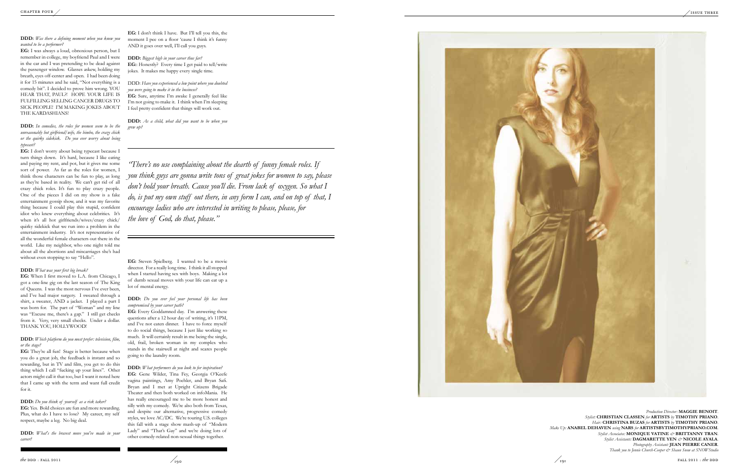**DDD:** *Was there a defining moment when you knew you wanted to be a performer?*

**EG:** I was always a loud, obnoxious person, but I remember in college, my boyfriend Paul and I were in the car and I was pretending to be dead against the passenger window. Glasses askew, holding my breath, eyes off-center and open. I had been doing it for 15 minutes and he said, "Not everything is a comedy bit". I decided to prove him wrong. YOU HEAR THAT, PAUL?! HOPE YOUR LIFE IS FULFILLING SELLING CANCER DRUGS TO SICK PEOPLE! I'M MAKING JOKES ABOUT THE KARDASHIANS!

**DDD:** *In comedies, the roles for women seem to be the unreasonably hot girlfriend/wife, the bimbo, the crazy chick or the quirky sidekick. Do you ever worry about being typecast?*

**EG:** I don't worry about being typecast because I turn things down. It's hard, because I like eating and paying my rent, and pot, but it gives me some sort of power. As far as the roles for women, I think those characters can be fun to play, as long as they're based in reality. We can't get rid of all crazy chick roles. It's fun to play crazy people. One of the pieces I did on my show is a fake entertainment gossip show, and it was my favorite thing because I could play this stupid, confident idiot who knew everything about celebrities. It's when it's all hot girlfriends/wives/crazy chick/ quirky sidekick that we run into a problem in the entertainment industry. It's not representative of all the wonderful female characters out there in the world. Like my neighbor, who one night told me about all the abortions and miscarriages she's had without even stopping to say "Hello".

**DDD:** *What was your first big break?*

**EG:** When I first moved to L.A. from Chicago, I got a one-line gig on the last season of The King of Queens. I was the most nervous I've ever been, and I've had major surgery. I sweated through a shirt, a sweater, AND a jacket. I played a part I was born for. The part of "Woman" and my line was "Excuse me, there's a gap." I still get checks from it. Very, very small checks. Under a dollar. THANK YOU, HOLLYWOOD!

**DDD:** *Which platform do you most prefer: television, film, or the stage?*

**EG:** They're all fun! Stage is better because when you do a great job, the feedback is instant and so rewarding, but in TV and film, you get to do this thing which I call "fucking up your lines". Other actors might call it that too, but I want it noted here that I came up with the term and want full credit for it.

**DDD:** *Do you think of yourself as a risk taker?*

**EG:** Yes. Bold choices are fun and more rewarding. Plus, what do I have to lose? My career, my self respect, maybe a leg. No big deal.

**DDD:** *What's the bravest move you've made in your career?*

**EG:** I don't think I have. But I'll tell you this, the moment I pee on a floor 'cause I think it's funny AND it goes over well, I'll call you guys.

**DDD:** *Biggest high in your career thus far?*

**EG:** Honestly? Every time I get paid to tell/write jokes. It makes me happy every single time.

DDD: *Have you experienced a low point where you doubted you were going to make it in the business?*

**EG:** Sure, anytime I'm awake I generally feel like I'm not going to make it. I think when I'm sleeping I feel pretty confident that things will work out.

**DDD:** *As a child, what did you want to be when you grew up?*

*"There's no use complaining about the dearth of funny female roles. If you think guys are gonna write tons of great jokes for women to say, please don't hold your breath. Cause you'll die. From lack of oxygen. So what I do, is put my own stuff out there, in any form I can, and on top of that, I encourage ladies who are interested in writing to please, please, for the love of God, do that, please."*

**EG:** Steven Spielberg. I wanted to be a movie director. For a really long time. I think it all stopped when I started having sex with boys. Making a lot of dumb sexual moves with your life can eat up a lot of mental energy.

**DDD:** *Do you ever feel your personal life has been compromised by your career path?*

**EG:** Every Goddamned day. I'm answering these questions after a 12 hour day of writing, it's 11PM, and I've not eaten dinner. I have to force myself to do social things, because I just like working so much. It will certainly result in me being the single, old, frail, broken woman in my complex who stands in the stairwell at night and scares people going to the laundry room.

**DDD:** *What performers do you look to for inspiration?*

**EG:** Gene Wilder, Tina Fey, Georgia O'Keefe vagina paintings, Amy Poehler, and Bryan Safi. Bryan and I met at Upright Citizens Brigade Theater and then both worked on infoMania. He has really encouraged me to be more honest and silly with my comedy. We're also both from Texas, and despite our alternative, progressive comedy styles, we love AC/DC. We're touring U.S. colleges this fall with a stage show mash-up of "Modern Lady" and "That's Gay" and we're doing lots of other comedy-related non-sexual things together.

*Production Director:* **MAGGIE BENOIT**.
*Stylist:* **CHRISTIAN CLASSEN** *for* **ARTISTS** *by* **TIMOTHY PRIANO**.
*Hair:* **CHRISTINA BUZAS** *for* **ARTISTS** *by* **TIMOTHY PRIANO**.
*Make Up:* **ANABEL DEHAVEN** *using* **NARS** *for* **ARTISTSBYTIMOTHYPRIANO.COM**.
*Stylist Associates:* **MONIQUE VATINE** *&* **BRITTANNY TRAN**.
*Stylist Assistants:* **DAGMARETTE YEN** *&* **NICOLE AYALA**.
*Photography Assistant:* **JEAN PIERRE CANER**.
*Thank you to Jennie Church-Cooper & Shaun Snow at SNOWStudio*